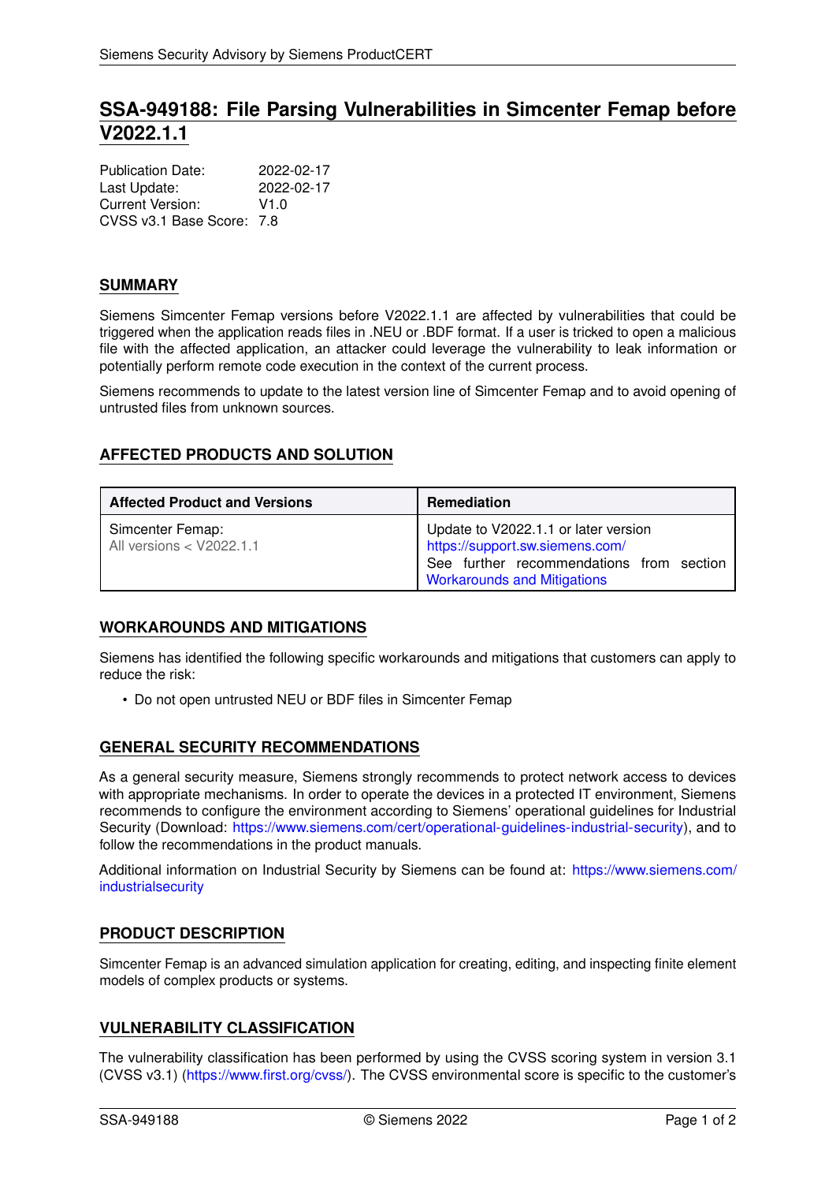# SSA-949188: File Parsing Vulnerabilities in Simcenter Femap before V2022.1.1

Publication Date: 2022-02-17
Last Update: 2022-02-17
Current Version: V1.0
CVSS v3.1 Base Score: 7.8

## SUMMARY

Siemens Simcenter Femap versions before V2022.1.1 are affected by vulnerabilities that could be triggered when the application reads files in .NEU or .BDF format. If a user is tricked to open a malicious file with the affected application, an attacker could leverage the vulnerability to leak information or potentially perform remote code execution in the context of the current process.

Siemens recommends to update to the latest version line of Simcenter Femap and to avoid opening of untrusted files from unknown sources.

## AFFECTED PRODUCTS AND SOLUTION

| Affected Product and Versions | Remediation |
|---|---|
| Simcenter Femap: All versions < V2022.1.1 | Update to V2022.1.1 or later version https://support.sw.siemens.com/ See further recommendations from section Workarounds and Mitigations |

## WORKAROUNDS AND MITIGATIONS

Siemens has identified the following specific workarounds and mitigations that customers can apply to reduce the risk:

- Do not open untrusted NEU or BDF files in Simcenter Femap

## GENERAL SECURITY RECOMMENDATIONS

As a general security measure, Siemens strongly recommends to protect network access to devices with appropriate mechanisms. In order to operate the devices in a protected IT environment, Siemens recommends to configure the environment according to Siemens' operational guidelines for Industrial Security (Download: https://www.siemens.com/cert/operational-guidelines-industrial-security), and to follow the recommendations in the product manuals.

Additional information on Industrial Security by Siemens can be found at: https://www.siemens.com/industrialsecurity

## PRODUCT DESCRIPTION

Simcenter Femap is an advanced simulation application for creating, editing, and inspecting finite element models of complex products or systems.

## VULNERABILITY CLASSIFICATION

The vulnerability classification has been performed by using the CVSS scoring system in version 3.1 (CVSS v3.1) (https://www.first.org/cvss/). The CVSS environmental score is specific to the customer's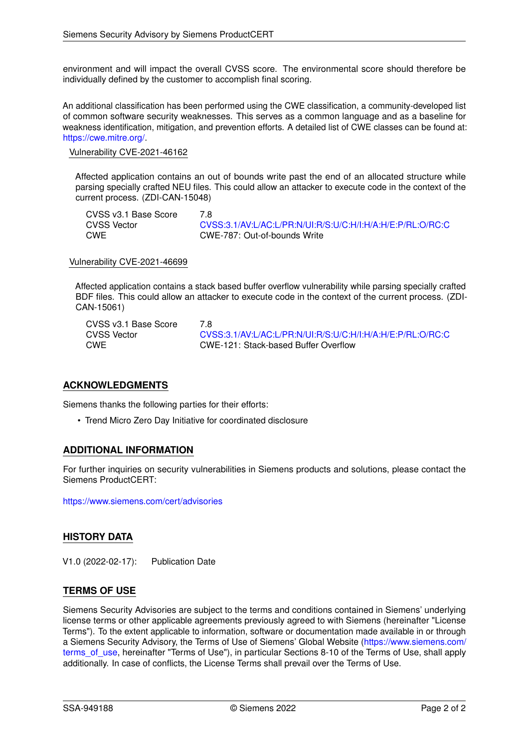environment and will impact the overall CVSS score. The environmental score should therefore be individually defined by the customer to accomplish final scoring.

An additional classification has been performed using the CWE classification, a community-developed list of common software security weaknesses. This serves as a common language and as a baseline for weakness identification, mitigation, and prevention efforts. A detailed list of CWE classes can be found at: https://cwe.mitre.org/.

### Vulnerability CVE-2021-46162

Affected application contains an out of bounds write past the end of an allocated structure while parsing specially crafted NEU files. This could allow an attacker to execute code in the context of the current process. (ZDI-CAN-15048)

| | |
|---|---|
| CVSS v3.1 Base Score | 7.8 |
| CVSS Vector | CVSS:3.1/AV:L/AC:L/PR:N/UI:R/S:U/C:H/I:H/A:H/E:P/RL:O/RC:C |
| CWE | CWE-787: Out-of-bounds Write |

### Vulnerability CVE-2021-46699

Affected application contains a stack based buffer overflow vulnerability while parsing specially crafted BDF files. This could allow an attacker to execute code in the context of the current process. (ZDI-CAN-15061)

| | |
|---|---|
| CVSS v3.1 Base Score | 7.8 |
| CVSS Vector | CVSS:3.1/AV:L/AC:L/PR:N/UI:R/S:U/C:H/I:H/A:H/E:P/RL:O/RC:C |
| CWE | CWE-121: Stack-based Buffer Overflow |

## ACKNOWLEDGMENTS

Siemens thanks the following parties for their efforts:

- Trend Micro Zero Day Initiative for coordinated disclosure

## ADDITIONAL INFORMATION

For further inquiries on security vulnerabilities in Siemens products and solutions, please contact the Siemens ProductCERT:

https://www.siemens.com/cert/advisories

## HISTORY DATA

V1.0 (2022-02-17): Publication Date

## TERMS OF USE

Siemens Security Advisories are subject to the terms and conditions contained in Siemens' underlying license terms or other applicable agreements previously agreed to with Siemens (hereinafter "License Terms"). To the extent applicable to information, software or documentation made available in or through a Siemens Security Advisory, the Terms of Use of Siemens' Global Website (https://www.siemens.com/terms_of_use, hereinafter "Terms of Use"), in particular Sections 8-10 of the Terms of Use, shall apply additionally. In case of conflicts, the License Terms shall prevail over the Terms of Use.